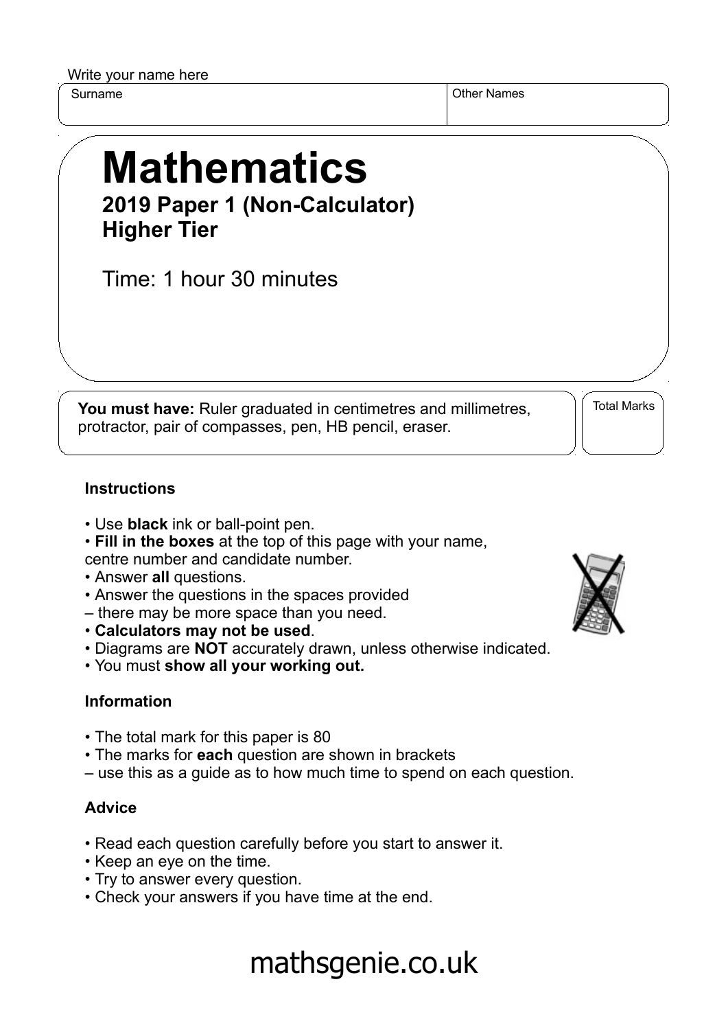Write your name here

| Surname | Other Names |
|---|---|
| | |

# Mathematics

**2019 Paper 1 (Non-Calculator)**
**Higher Tier**

Time: 1 hour 30 minutes

**You must have:** Ruler graduated in centimetres and millimetres, protractor, pair of compasses, pen, HB pencil, eraser.

Total Marks

### Instructions

- Use **black** ink or ball-point pen.
- **Fill in the boxes** at the top of this page with your name, centre number and candidate number.
- Answer **all** questions.
- Answer the questions in the spaces provided – there may be more space than you need.
- **Calculators may not be used**.
- Diagrams are **NOT** accurately drawn, unless otherwise indicated.
- You must **show all your working out.**

### Information

- The total mark for this paper is 80
- The marks for **each** question are shown in brackets – use this as a guide as to how much time to spend on each question.

### Advice

- Read each question carefully before you start to answer it.
- Keep an eye on the time.
- Try to answer every question.
- Check your answers if you have time at the end.

mathsgenie.co.uk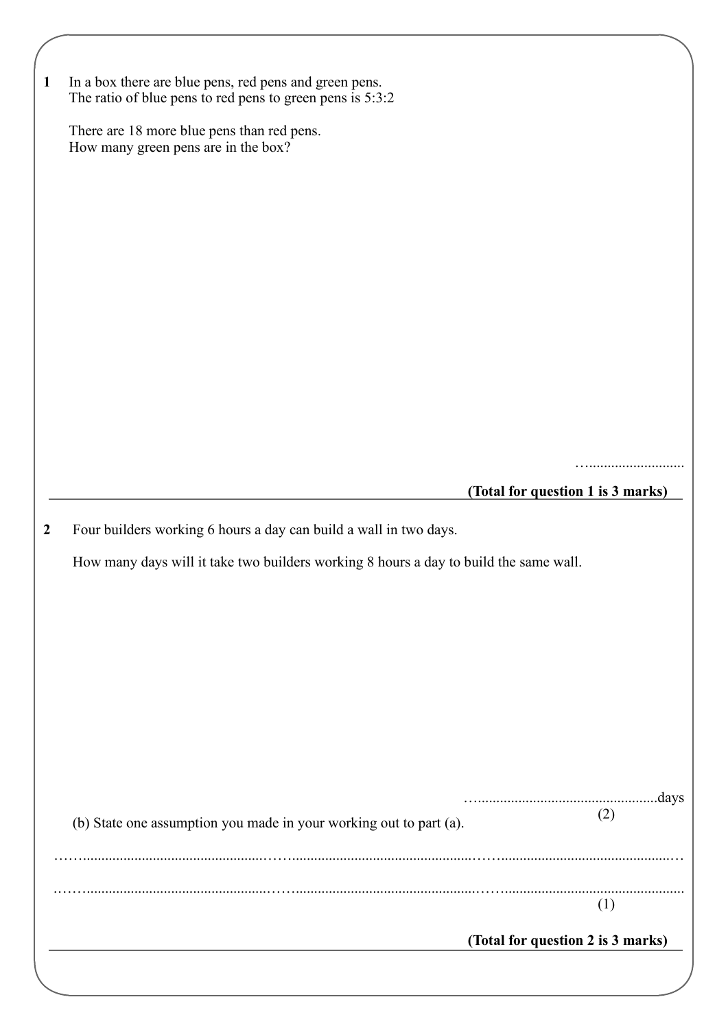**1** In a box there are blue pens, red pens and green pens.
The ratio of blue pens to red pens to green pens is 5:3:2

There are 18 more blue pens than red pens.
How many green pens are in the box?

…..........................

**(Total for question 1 is 3 marks)**

---

**2** Four builders working 6 hours a day can build a wall in two days.

How many days will it take two builders working 8 hours a day to build the same wall.

…................................................days
(2)

(b) State one assumption you made in your working out to part (a).

……..................................................……...................................................……................................................…

……..................................................……...................................................……..................................................

(1)

**(Total for question 2 is 3 marks)**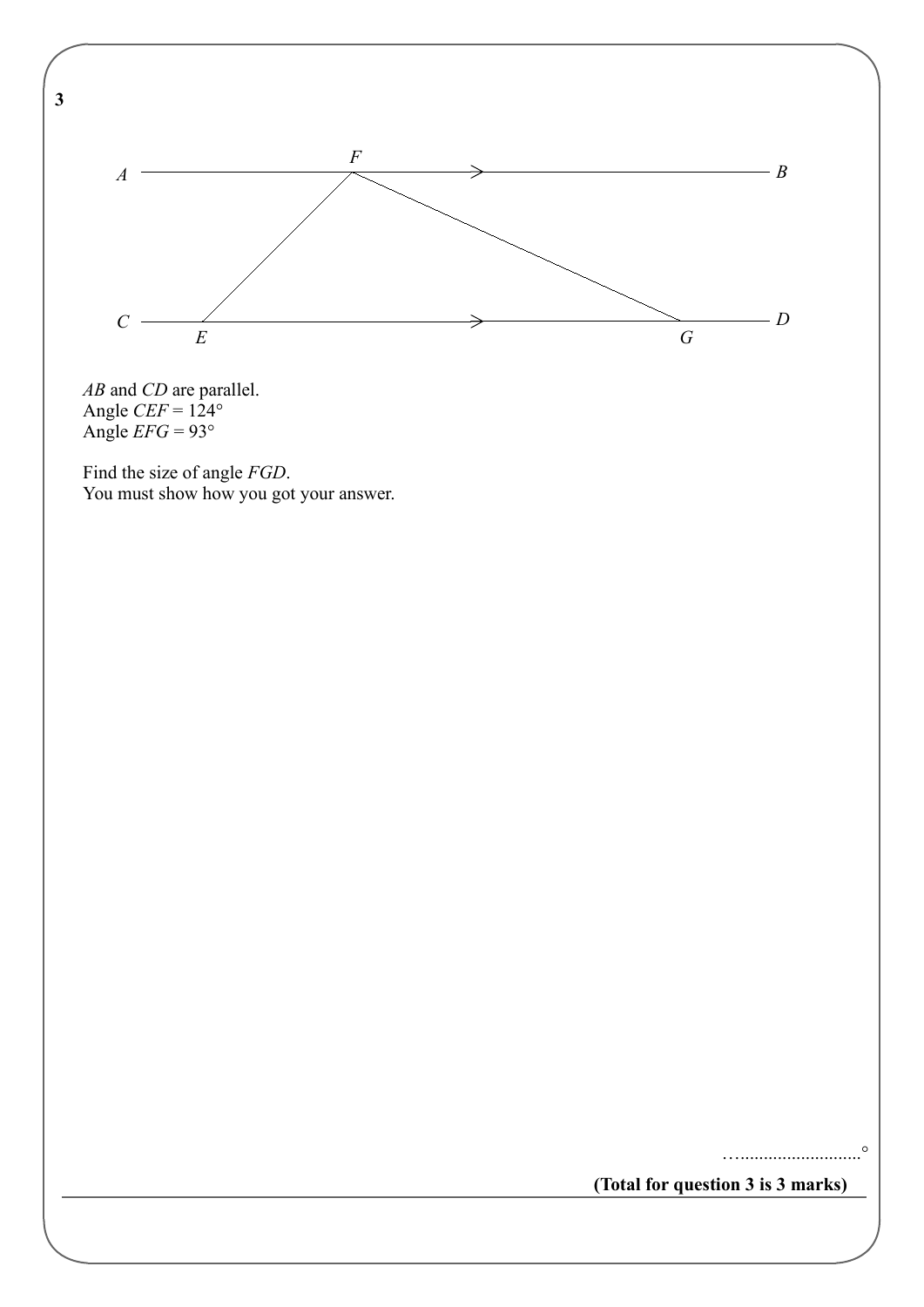**3**

*AB* and *CD* are parallel.
Angle *CEF* = 124°
Angle *EFG* = 93°

Find the size of angle *FGD*.
You must show how you got your answer.

…..........................°

**(Total for question 3 is 3 marks)**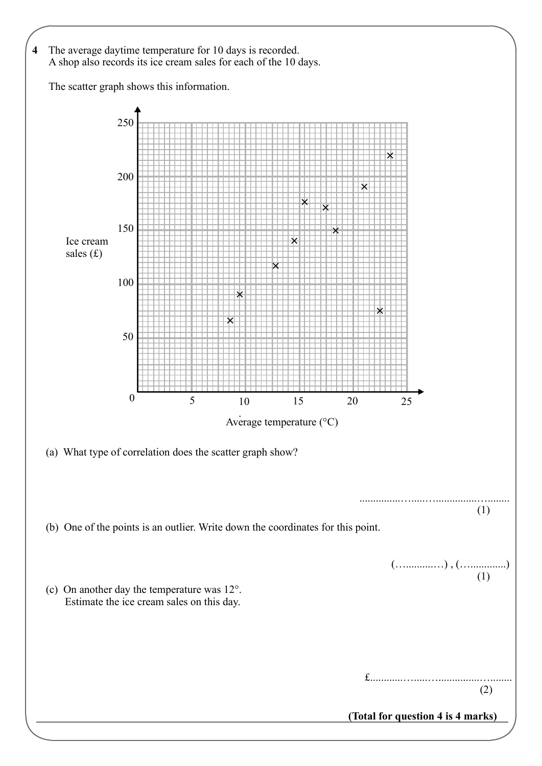**4** The average daytime temperature for 10 days is recorded.
A shop also records its ice cream sales for each of the 10 days.

The scatter graph shows this information.

(a) What type of correlation does the scatter graph show?

...........................................................
(1)

(b) One of the points is an outlier. Write down the coordinates for this point.

(…...........) , (…..............)
(1)

(c) On another day the temperature was 12°.
Estimate the ice cream sales on this day.

£...........................................................
(2)

**(Total for question 4 is 4 marks)**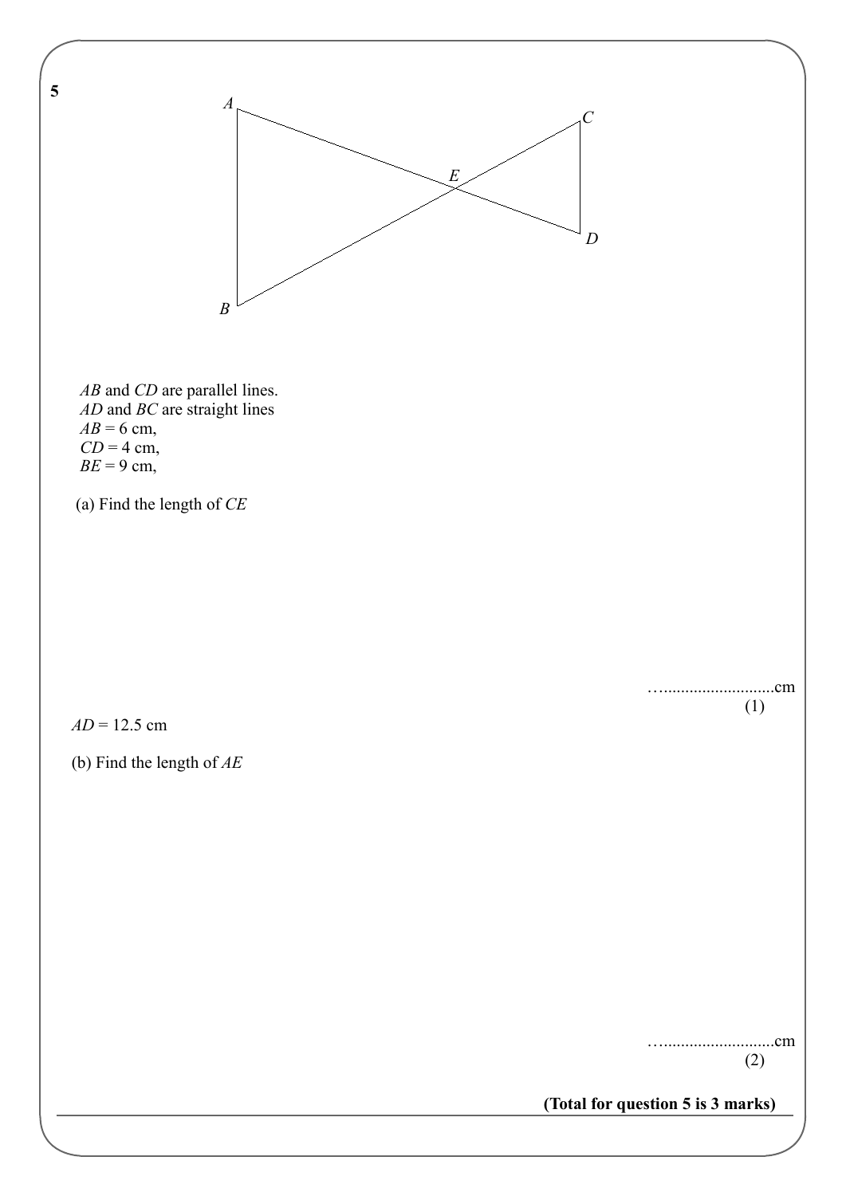**5**

*AB* and *CD* are parallel lines.
*AD* and *BC* are straight lines
$AB = 6$ cm,
$CD = 4$ cm,
$BE = 9$ cm,

(a) Find the length of *CE*

…..........................cm
(1)

$AD = 12.5$ cm

(b) Find the length of *AE*

…..........................cm
(2)

**(Total for question 5 is 3 marks)**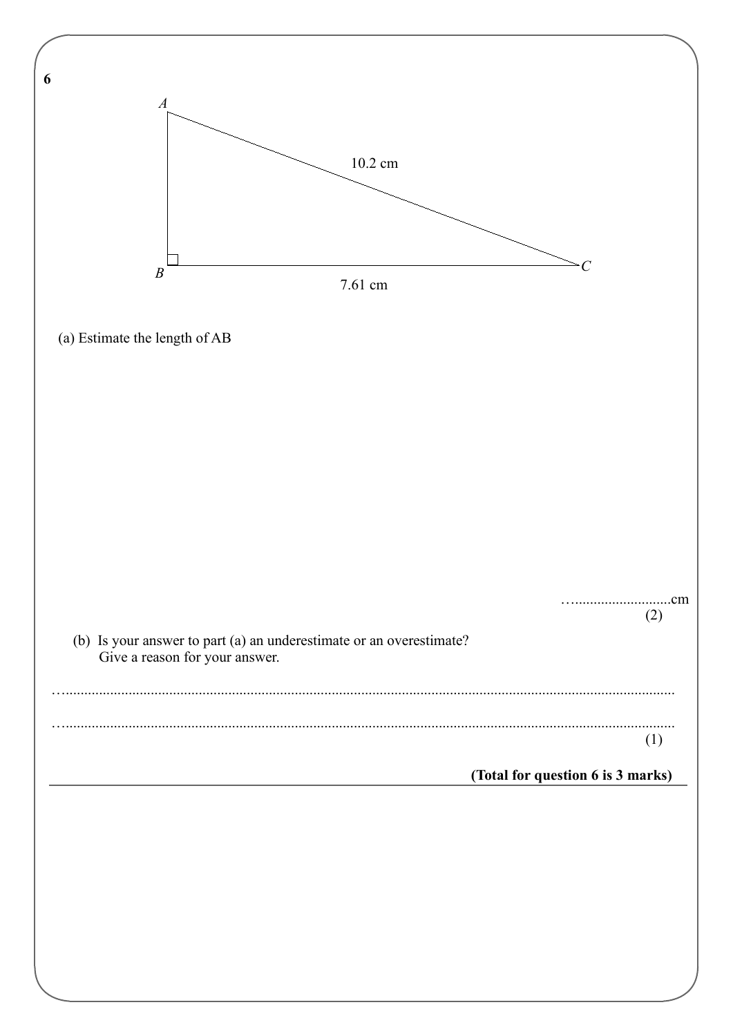**6**

A, B, C — right angle at B; AC = 10.2 cm; BC = 7.61 cm

(a) Estimate the length of AB

…..........................cm
(2)

(b) Is your answer to part (a) an underestimate or an overestimate?
Give a reason for your answer.

…..........................................................................................................................................................

…..........................................................................................................................................................
(1)

**(Total for question 6 is 3 marks)**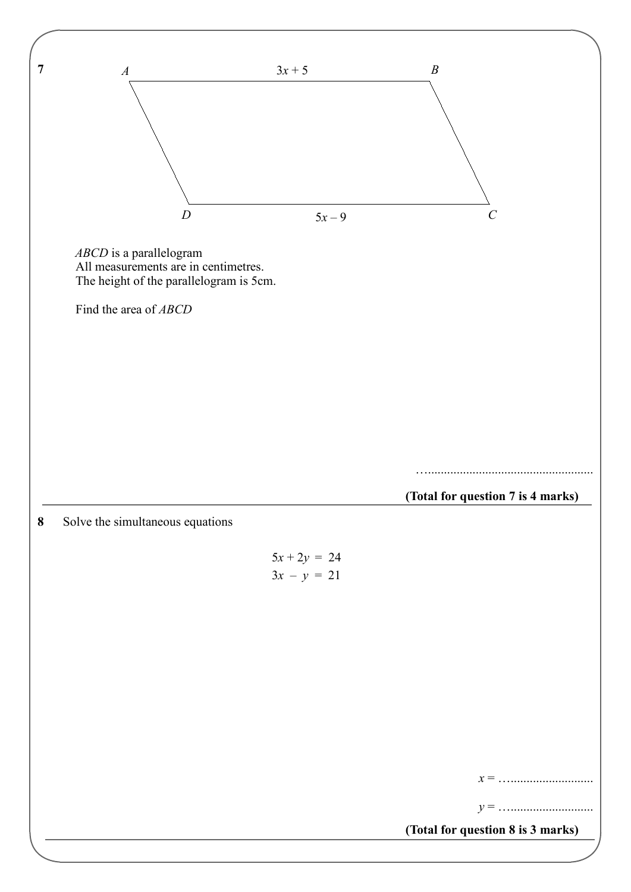**7**

A $3x + 5$ B

D $5x - 9$ C

*ABCD* is a parallelogram
All measurements are in centimetres.
The height of the parallelogram is 5cm.

Find the area of *ABCD*

…....................................................

**(Total for question 7 is 4 marks)**

---

**8** Solve the simultaneous equations

$$5x + 2y = 24$$
$$3x - y = 21$$

$x$ = …..........................

$y$ = …..........................

**(Total for question 8 is 3 marks)**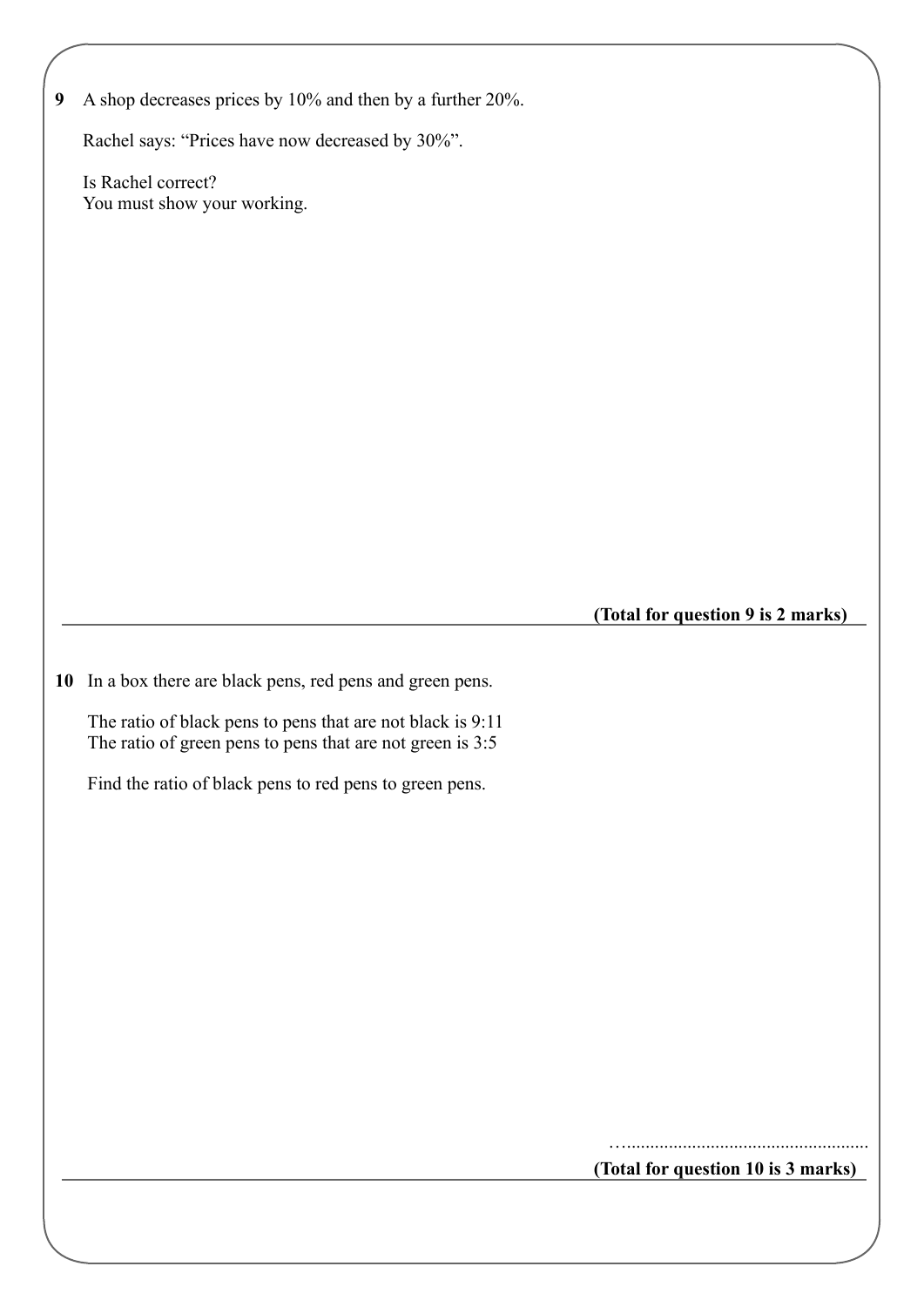**9** A shop decreases prices by 10% and then by a further 20%.

Rachel says: "Prices have now decreased by 30%".

Is Rachel correct?
You must show your working.

**(Total for question 9 is 2 marks)**

---

**10** In a box there are black pens, red pens and green pens.

The ratio of black pens to pens that are not black is 9:11
The ratio of green pens to pens that are not green is 3:5

Find the ratio of black pens to red pens to green pens.

……………………………………………

**(Total for question 10 is 3 marks)**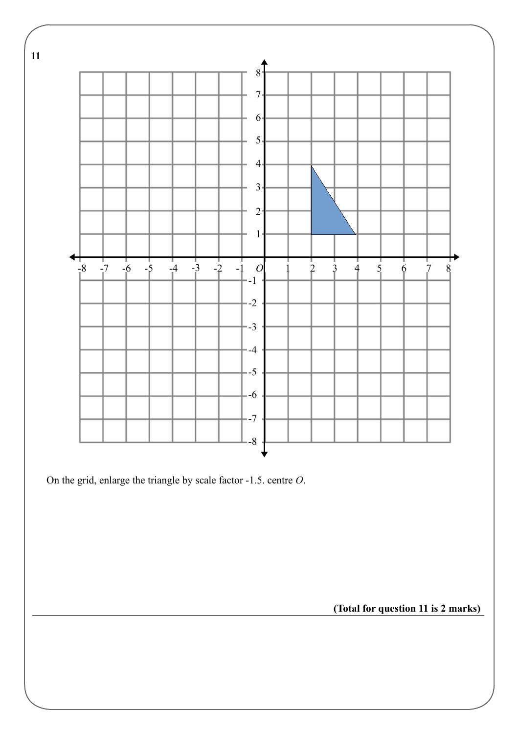**11**

On the grid, enlarge the triangle by scale factor -1.5. centre *O*.

**(Total for question 11 is 2 marks)**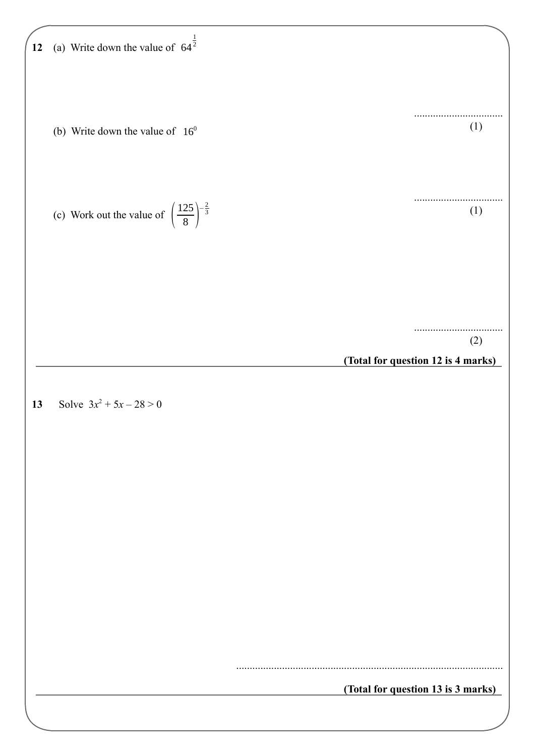**12** (a) Write down the value of $64^{\frac{1}{2}}$

..................................

(1)

(b) Write down the value of $16^0$

..................................

(1)

(c) Work out the value of $\left(\frac{125}{8}\right)^{-\frac{2}{3}}$

..................................

(2)

**(Total for question 12 is 4 marks)**

---

**13** Solve $3x^2 + 5x - 28 > 0$

..................................................................................................

**(Total for question 13 is 3 marks)**

---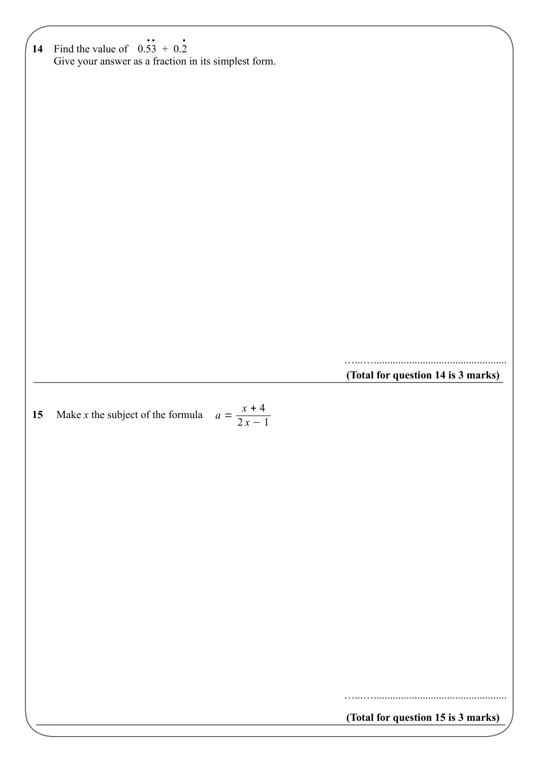**14** Find the value of $0.\dot{5}\dot{3} + 0.\dot{2}$

Give your answer as a fraction in its simplest form.

……..................................................

**(Total for question 14 is 3 marks)**

---

**15** Make $x$ the subject of the formula $a = \dfrac{x + 4}{2x - 1}$

……..................................................

**(Total for question 15 is 3 marks)**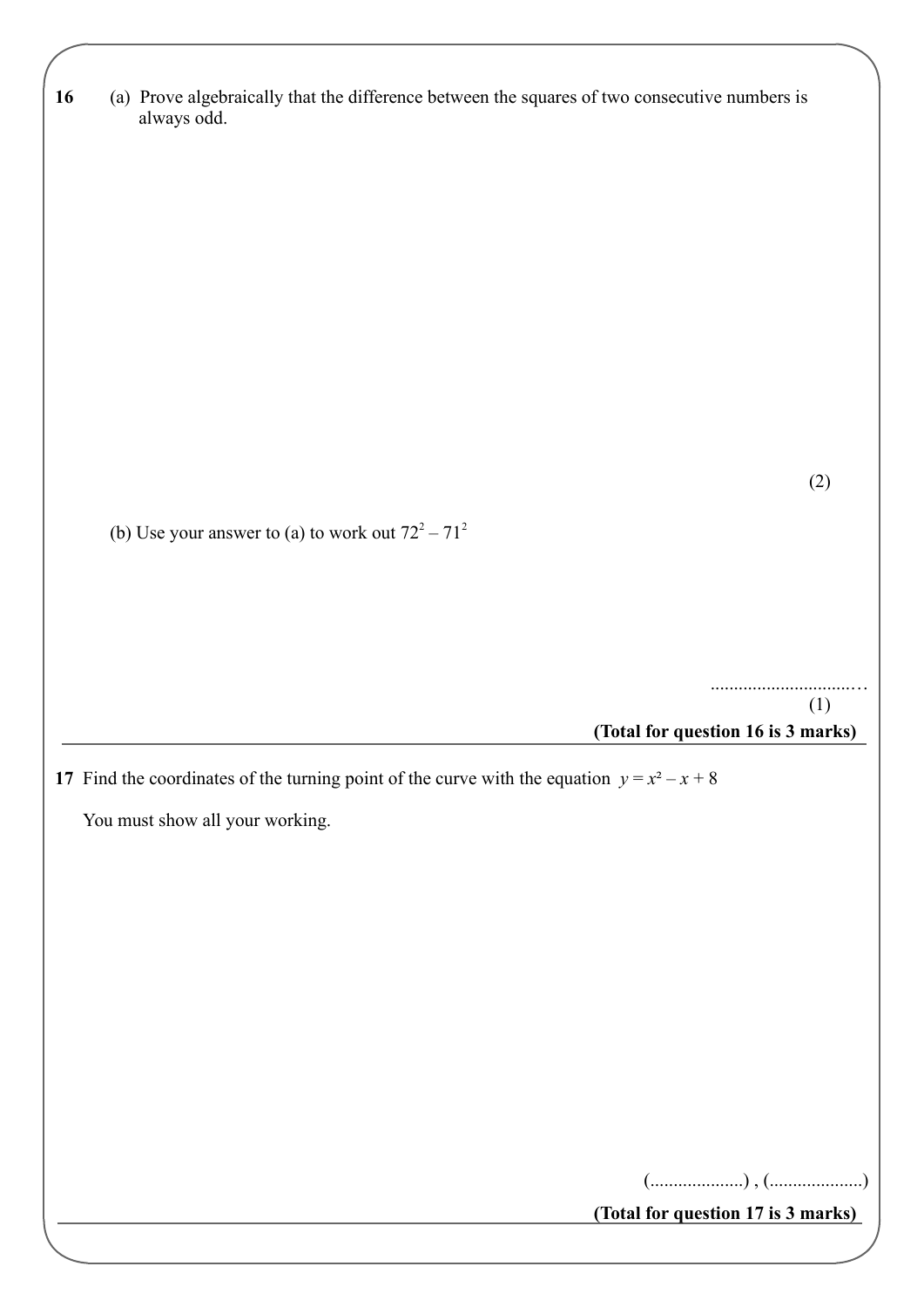**16** (a) Prove algebraically that the difference between the squares of two consecutive numbers is always odd.

(2)

(b) Use your answer to (a) to work out $72^2 - 71^2$

..................................

(1)

**(Total for question 16 is 3 marks)**

---

**17** Find the coordinates of the turning point of the curve with the equation $y = x^2 - x + 8$

You must show all your working.

(....................) , (....................)

**(Total for question 17 is 3 marks)**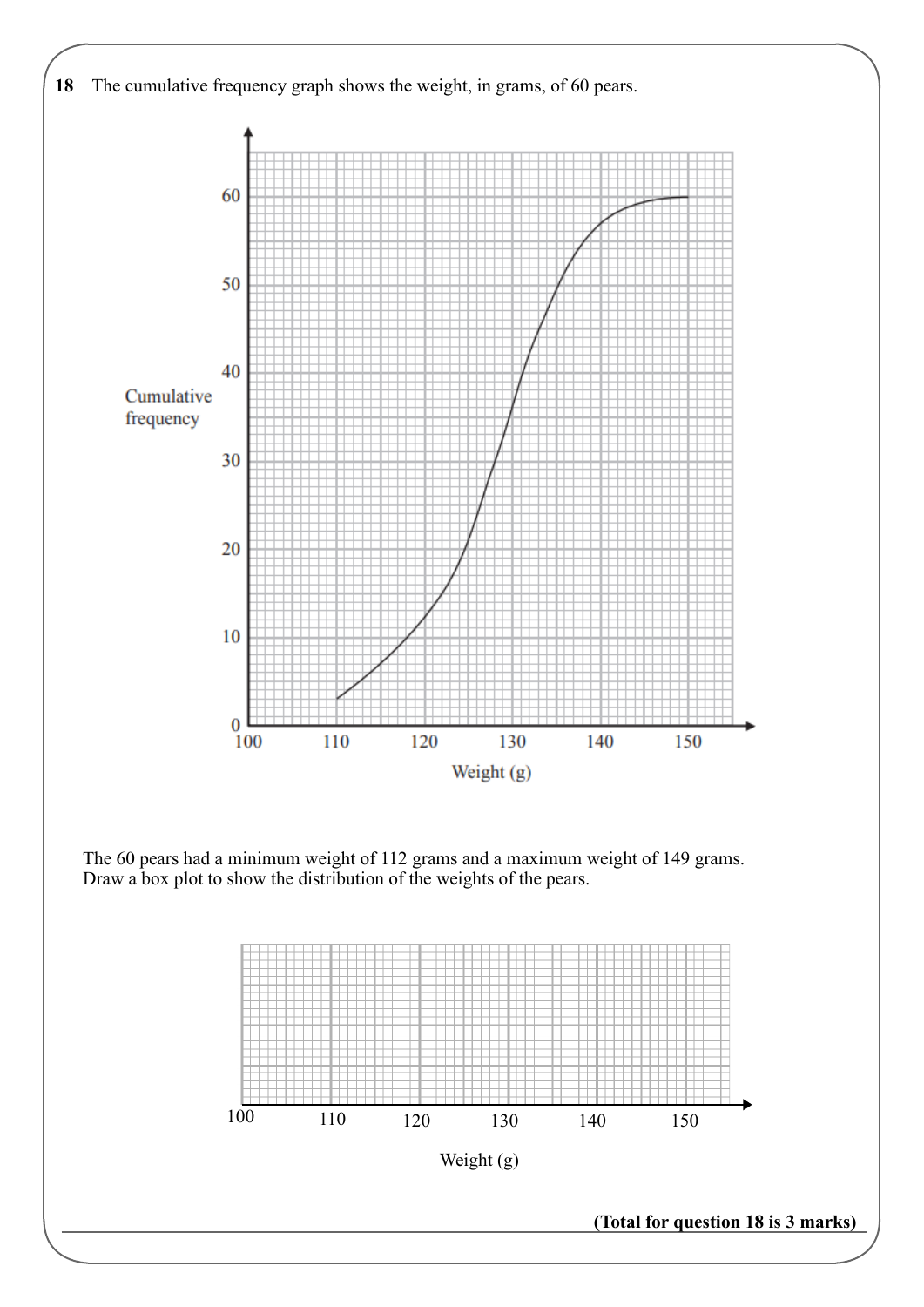**18** The cumulative frequency graph shows the weight, in grams, of 60 pears.

The 60 pears had a minimum weight of 112 grams and a maximum weight of 149 grams.
Draw a box plot to show the distribution of the weights of the pears.

**(Total for question 18 is 3 marks)**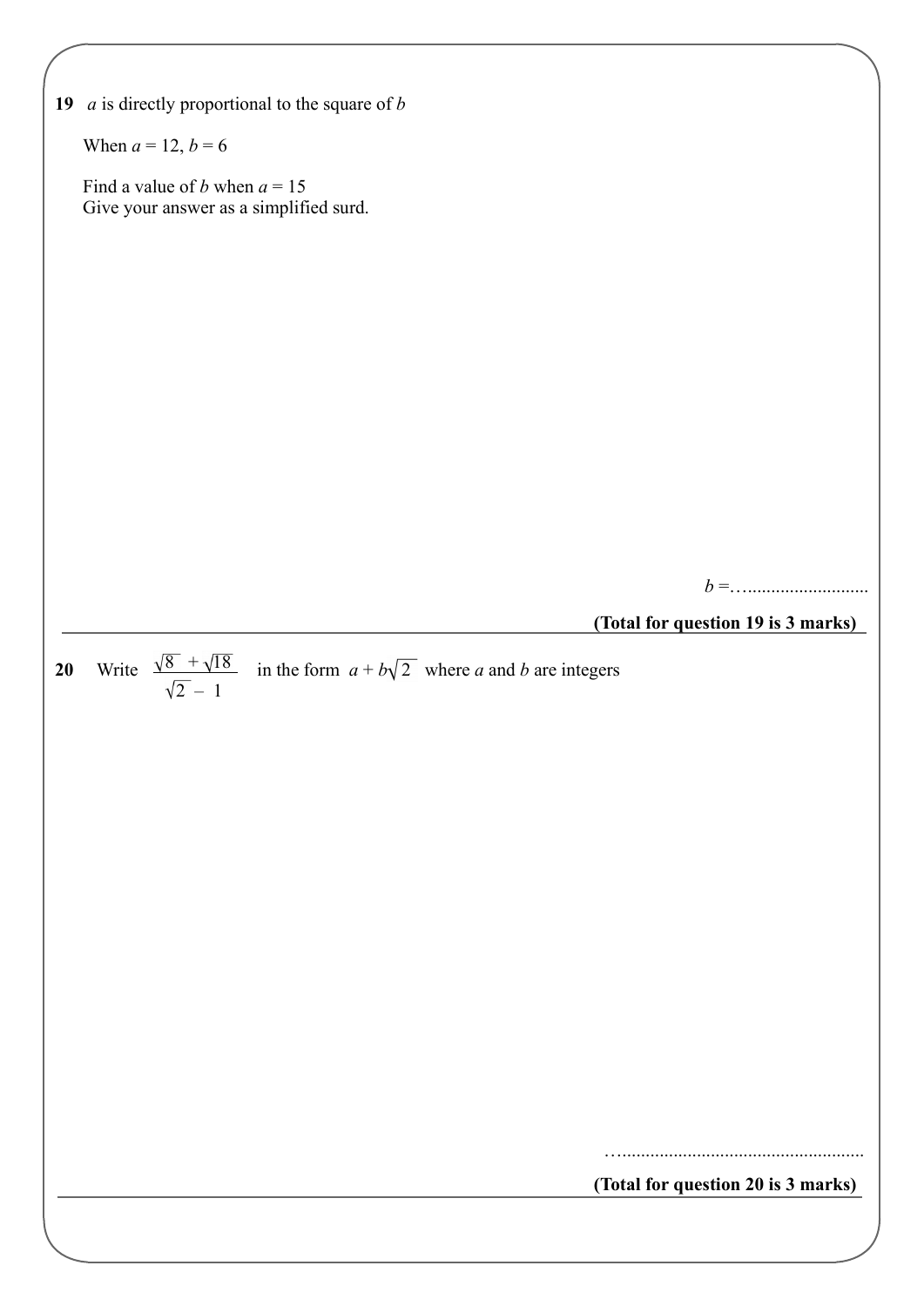**19** $a$ is directly proportional to the square of $b$

When $a = 12$, $b = 6$

Find a value of $b$ when $a = 15$
Give your answer as a simplified surd.

$b =$ ..............................

**(Total for question 19 is 3 marks)**

---

**20** Write $\dfrac{\sqrt{8} + \sqrt{18}}{\sqrt{2} - 1}$ in the form $a + b\sqrt{2}$ where $a$ and $b$ are integers

........................................................

**(Total for question 20 is 3 marks)**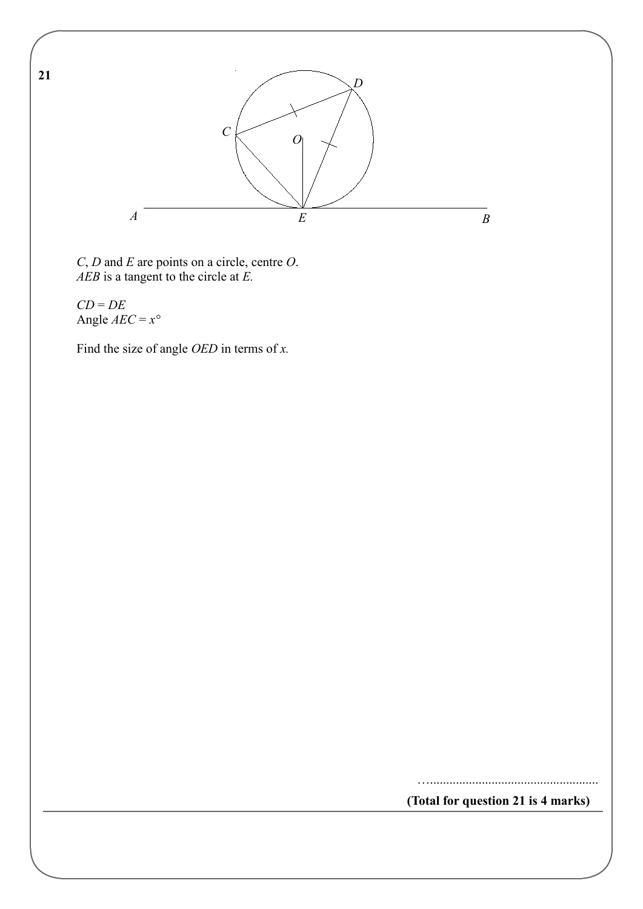**21**

$C$, $D$ and $E$ are points on a circle, centre $O$.
$AEB$ is a tangent to the circle at $E$.

$CD = DE$
Angle $AEC = x°$

Find the size of angle $OED$ in terms of $x$.

…......................................................

**(Total for question 21 is 4 marks)**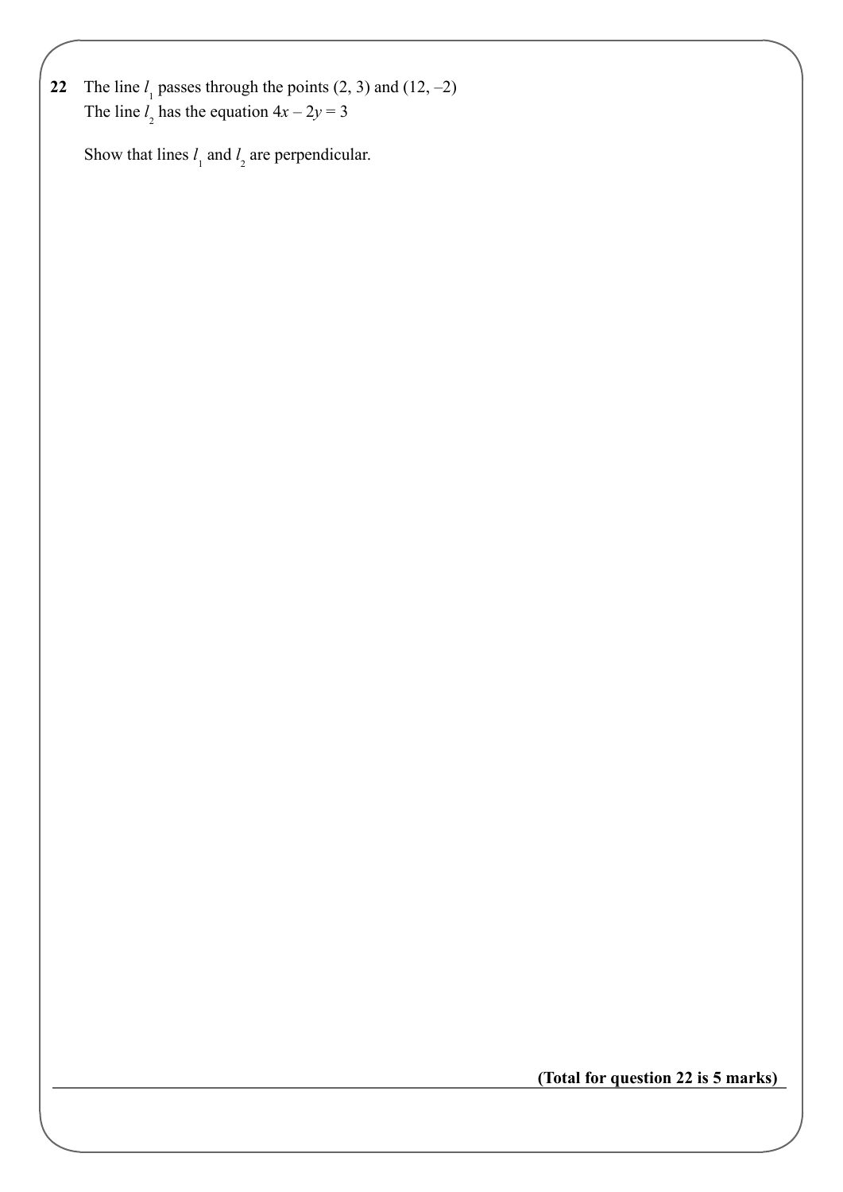**22** The line $l_1$ passes through the points (2, 3) and (12, –2)
The line $l_2$ has the equation $4x - 2y = 3$

Show that lines $l_1$ and $l_2$ are perpendicular.

**(Total for question 22 is 5 marks)**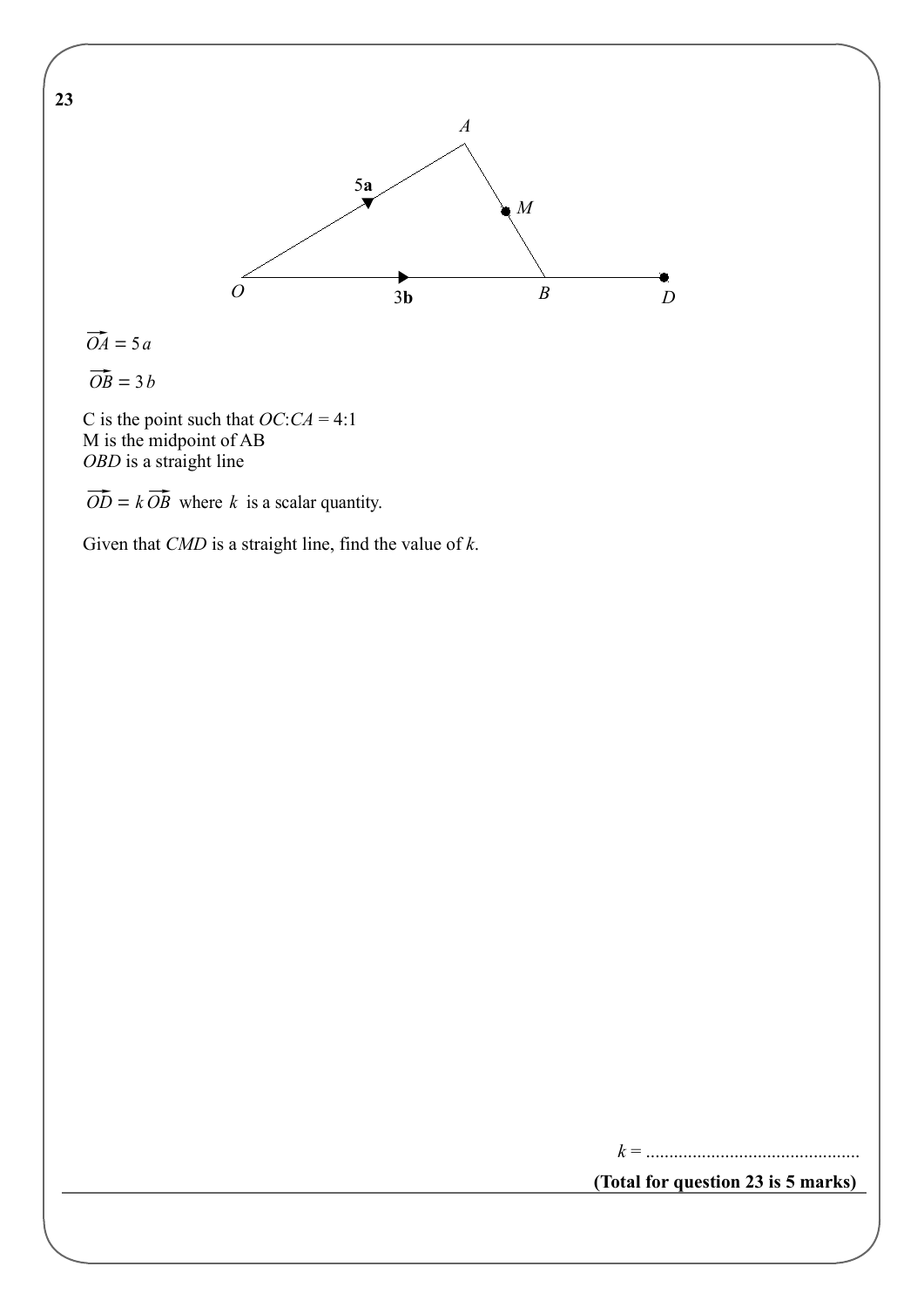**23**

$\overrightarrow{OA} = 5a$

$\overrightarrow{OB} = 3b$

C is the point such that $OC$:$CA$ = 4:1
M is the midpoint of AB
*OBD* is a straight line

$\overrightarrow{OD} = k\overrightarrow{OB}$ where $k$ is a scalar quantity.

Given that *CMD* is a straight line, find the value of *k*.

$k$ = ..............................................

**(Total for question 23 is 5 marks)**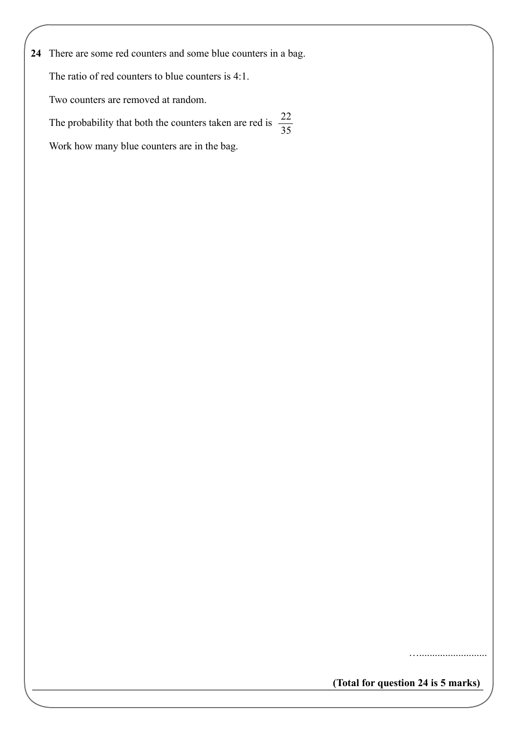**24** There are some red counters and some blue counters in a bag.

The ratio of red counters to blue counters is 4:1.

Two counters are removed at random.

The probability that both the counters taken are red is $\frac{22}{35}$

Work how many blue counters are in the bag.

…..........................

**(Total for question 24 is 5 marks)**